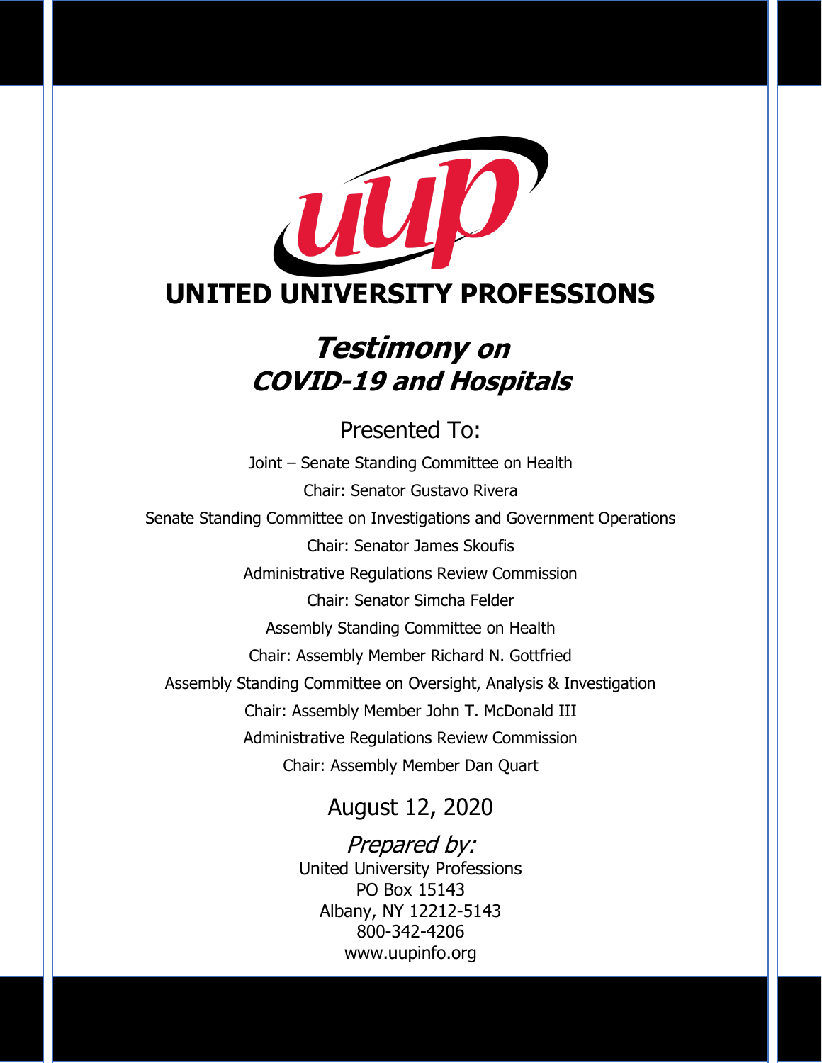# UNITED UNIVERSITY PROFESSIONS

## *Testimony on COVID-19 and Hospitals*

Presented To:

Joint – Senate Standing Committee on Health

Chair: Senator Gustavo Rivera

Senate Standing Committee on Investigations and Government Operations

Chair: Senator James Skoufis

Administrative Regulations Review Commission

Chair: Senator Simcha Felder

Assembly Standing Committee on Health

Chair: Assembly Member Richard N. Gottfried

Assembly Standing Committee on Oversight, Analysis & Investigation

Chair: Assembly Member John T. McDonald III

Administrative Regulations Review Commission

Chair: Assembly Member Dan Quart

August 12, 2020

*Prepared by:*

United University Professions
PO Box 15143
Albany, NY 12212-5143
800-342-4206
www.uupinfo.org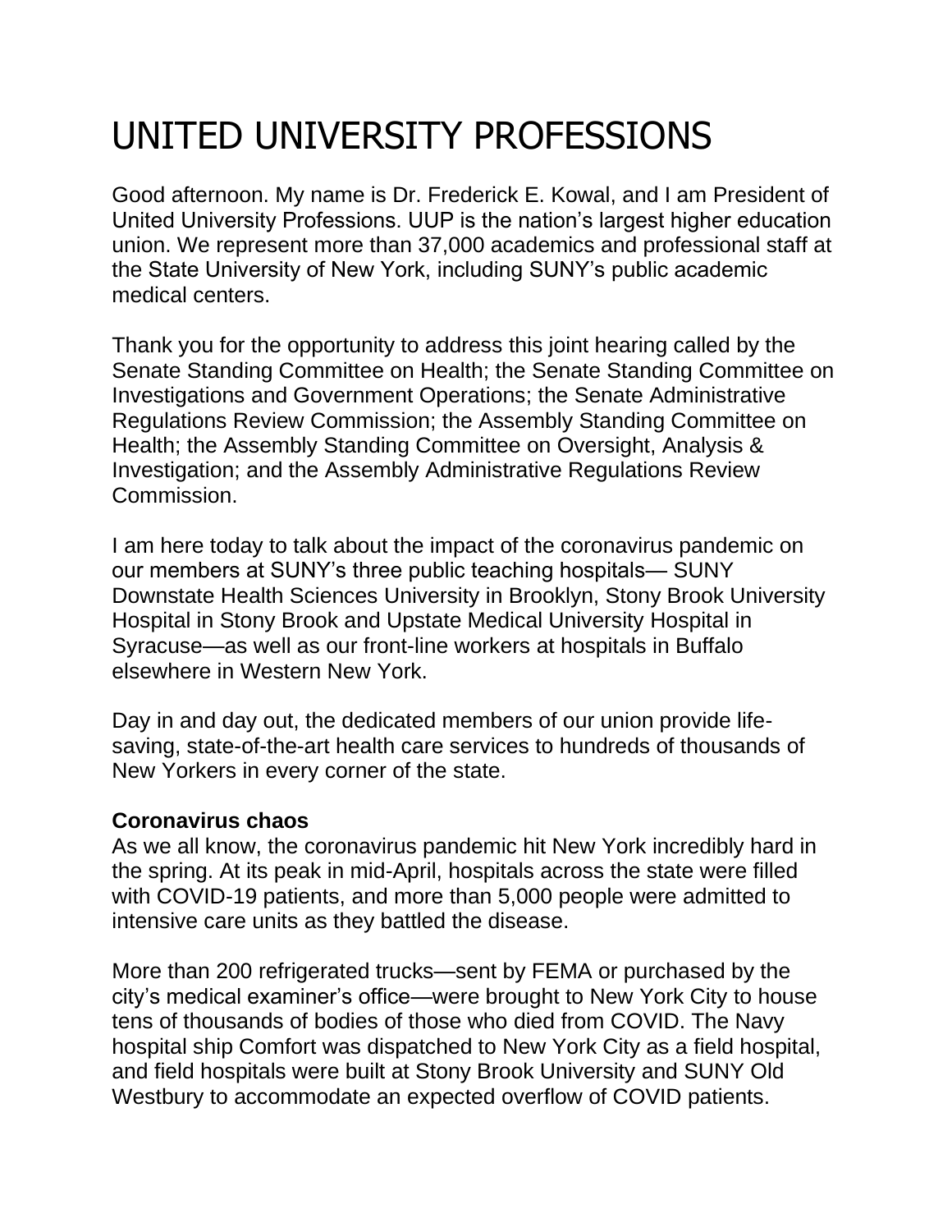# UNITED UNIVERSITY PROFESSIONS

Good afternoon. My name is Dr. Frederick E. Kowal, and I am President of United University Professions. UUP is the nation's largest higher education union. We represent more than 37,000 academics and professional staff at the State University of New York, including SUNY's public academic medical centers.

Thank you for the opportunity to address this joint hearing called by the Senate Standing Committee on Health; the Senate Standing Committee on Investigations and Government Operations; the Senate Administrative Regulations Review Commission; the Assembly Standing Committee on Health; the Assembly Standing Committee on Oversight, Analysis & Investigation; and the Assembly Administrative Regulations Review Commission.

I am here today to talk about the impact of the coronavirus pandemic on our members at SUNY's three public teaching hospitals— SUNY Downstate Health Sciences University in Brooklyn, Stony Brook University Hospital in Stony Brook and Upstate Medical University Hospital in Syracuse—as well as our front-line workers at hospitals in Buffalo elsewhere in Western New York.

Day in and day out, the dedicated members of our union provide life-saving, state-of-the-art health care services to hundreds of thousands of New Yorkers in every corner of the state.

**Coronavirus chaos**

As we all know, the coronavirus pandemic hit New York incredibly hard in the spring. At its peak in mid-April, hospitals across the state were filled with COVID-19 patients, and more than 5,000 people were admitted to intensive care units as they battled the disease.

More than 200 refrigerated trucks—sent by FEMA or purchased by the city's medical examiner's office—were brought to New York City to house tens of thousands of bodies of those who died from COVID. The Navy hospital ship Comfort was dispatched to New York City as a field hospital, and field hospitals were built at Stony Brook University and SUNY Old Westbury to accommodate an expected overflow of COVID patients.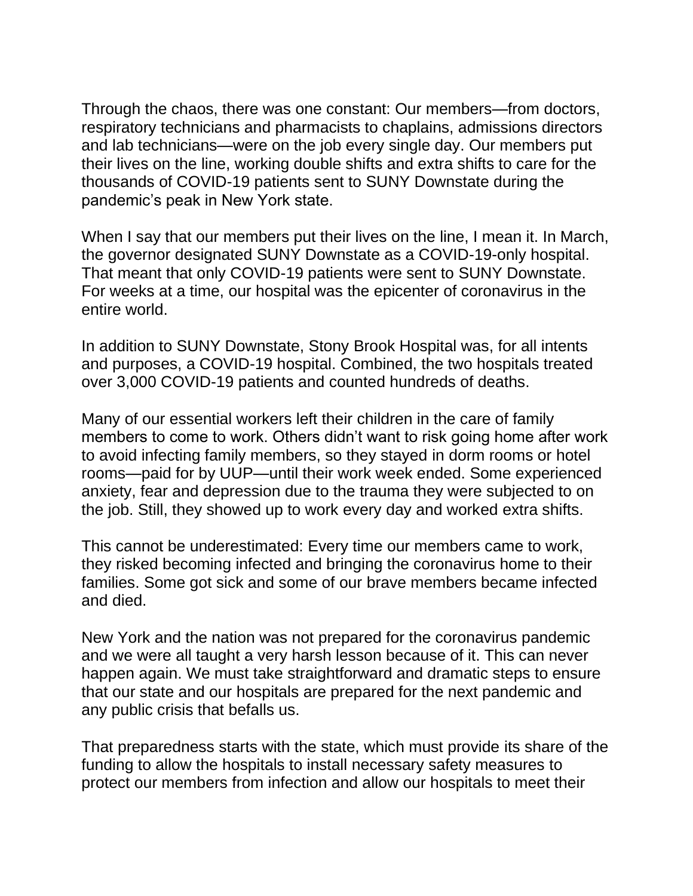Through the chaos, there was one constant: Our members—from doctors, respiratory technicians and pharmacists to chaplains, admissions directors and lab technicians—were on the job every single day. Our members put their lives on the line, working double shifts and extra shifts to care for the thousands of COVID-19 patients sent to SUNY Downstate during the pandemic's peak in New York state.

When I say that our members put their lives on the line, I mean it. In March, the governor designated SUNY Downstate as a COVID-19-only hospital. That meant that only COVID-19 patients were sent to SUNY Downstate. For weeks at a time, our hospital was the epicenter of coronavirus in the entire world.

In addition to SUNY Downstate, Stony Brook Hospital was, for all intents and purposes, a COVID-19 hospital. Combined, the two hospitals treated over 3,000 COVID-19 patients and counted hundreds of deaths.

Many of our essential workers left their children in the care of family members to come to work. Others didn't want to risk going home after work to avoid infecting family members, so they stayed in dorm rooms or hotel rooms—paid for by UUP—until their work week ended. Some experienced anxiety, fear and depression due to the trauma they were subjected to on the job. Still, they showed up to work every day and worked extra shifts.

This cannot be underestimated: Every time our members came to work, they risked becoming infected and bringing the coronavirus home to their families. Some got sick and some of our brave members became infected and died.

New York and the nation was not prepared for the coronavirus pandemic and we were all taught a very harsh lesson because of it. This can never happen again. We must take straightforward and dramatic steps to ensure that our state and our hospitals are prepared for the next pandemic and any public crisis that befalls us.

That preparedness starts with the state, which must provide its share of the funding to allow the hospitals to install necessary safety measures to protect our members from infection and allow our hospitals to meet their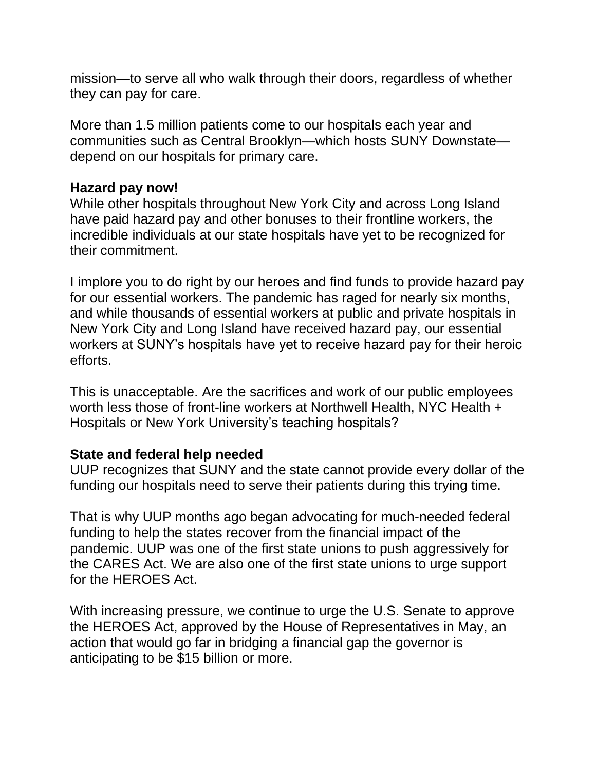mission—to serve all who walk through their doors, regardless of whether they can pay for care.

More than 1.5 million patients come to our hospitals each year and communities such as Central Brooklyn—which hosts SUNY Downstate—depend on our hospitals for primary care.

**Hazard pay now!**

While other hospitals throughout New York City and across Long Island have paid hazard pay and other bonuses to their frontline workers, the incredible individuals at our state hospitals have yet to be recognized for their commitment.

I implore you to do right by our heroes and find funds to provide hazard pay for our essential workers. The pandemic has raged for nearly six months, and while thousands of essential workers at public and private hospitals in New York City and Long Island have received hazard pay, our essential workers at SUNY's hospitals have yet to receive hazard pay for their heroic efforts.

This is unacceptable. Are the sacrifices and work of our public employees worth less those of front-line workers at Northwell Health, NYC Health + Hospitals or New York University's teaching hospitals?

**State and federal help needed**

UUP recognizes that SUNY and the state cannot provide every dollar of the funding our hospitals need to serve their patients during this trying time.

That is why UUP months ago began advocating for much-needed federal funding to help the states recover from the financial impact of the pandemic. UUP was one of the first state unions to push aggressively for the CARES Act. We are also one of the first state unions to urge support for the HEROES Act.

With increasing pressure, we continue to urge the U.S. Senate to approve the HEROES Act, approved by the House of Representatives in May, an action that would go far in bridging a financial gap the governor is anticipating to be $15 billion or more.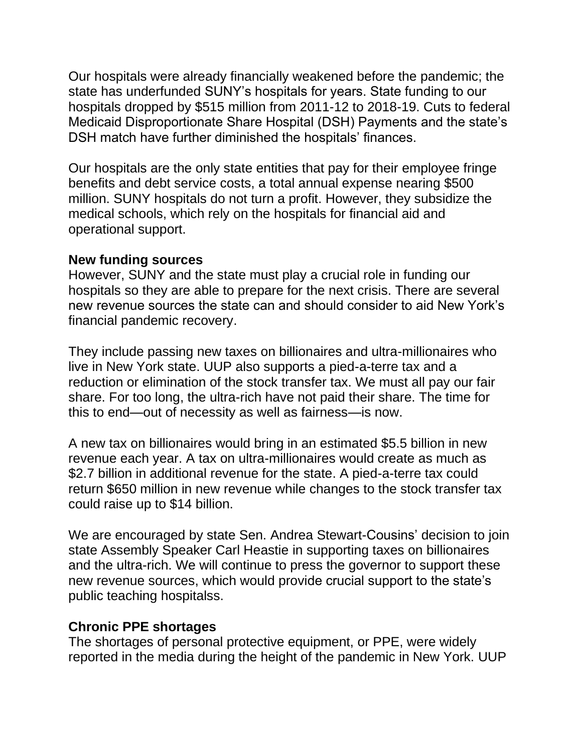Our hospitals were already financially weakened before the pandemic; the state has underfunded SUNY's hospitals for years. State funding to our hospitals dropped by $515 million from 2011-12 to 2018-19. Cuts to federal Medicaid Disproportionate Share Hospital (DSH) Payments and the state's DSH match have further diminished the hospitals' finances.

Our hospitals are the only state entities that pay for their employee fringe benefits and debt service costs, a total annual expense nearing $500 million. SUNY hospitals do not turn a profit. However, they subsidize the medical schools, which rely on the hospitals for financial aid and operational support.

**New funding sources**

However, SUNY and the state must play a crucial role in funding our hospitals so they are able to prepare for the next crisis. There are several new revenue sources the state can and should consider to aid New York's financial pandemic recovery.

They include passing new taxes on billionaires and ultra-millionaires who live in New York state. UUP also supports a pied-a-terre tax and a reduction or elimination of the stock transfer tax. We must all pay our fair share. For too long, the ultra-rich have not paid their share. The time for this to end—out of necessity as well as fairness—is now.

A new tax on billionaires would bring in an estimated $5.5 billion in new revenue each year. A tax on ultra-millionaires would create as much as $2.7 billion in additional revenue for the state. A pied-a-terre tax could return $650 million in new revenue while changes to the stock transfer tax could raise up to $14 billion.

We are encouraged by state Sen. Andrea Stewart-Cousins' decision to join state Assembly Speaker Carl Heastie in supporting taxes on billionaires and the ultra-rich. We will continue to press the governor to support these new revenue sources, which would provide crucial support to the state's public teaching hospitalss.

**Chronic PPE shortages**

The shortages of personal protective equipment, or PPE, were widely reported in the media during the height of the pandemic in New York. UUP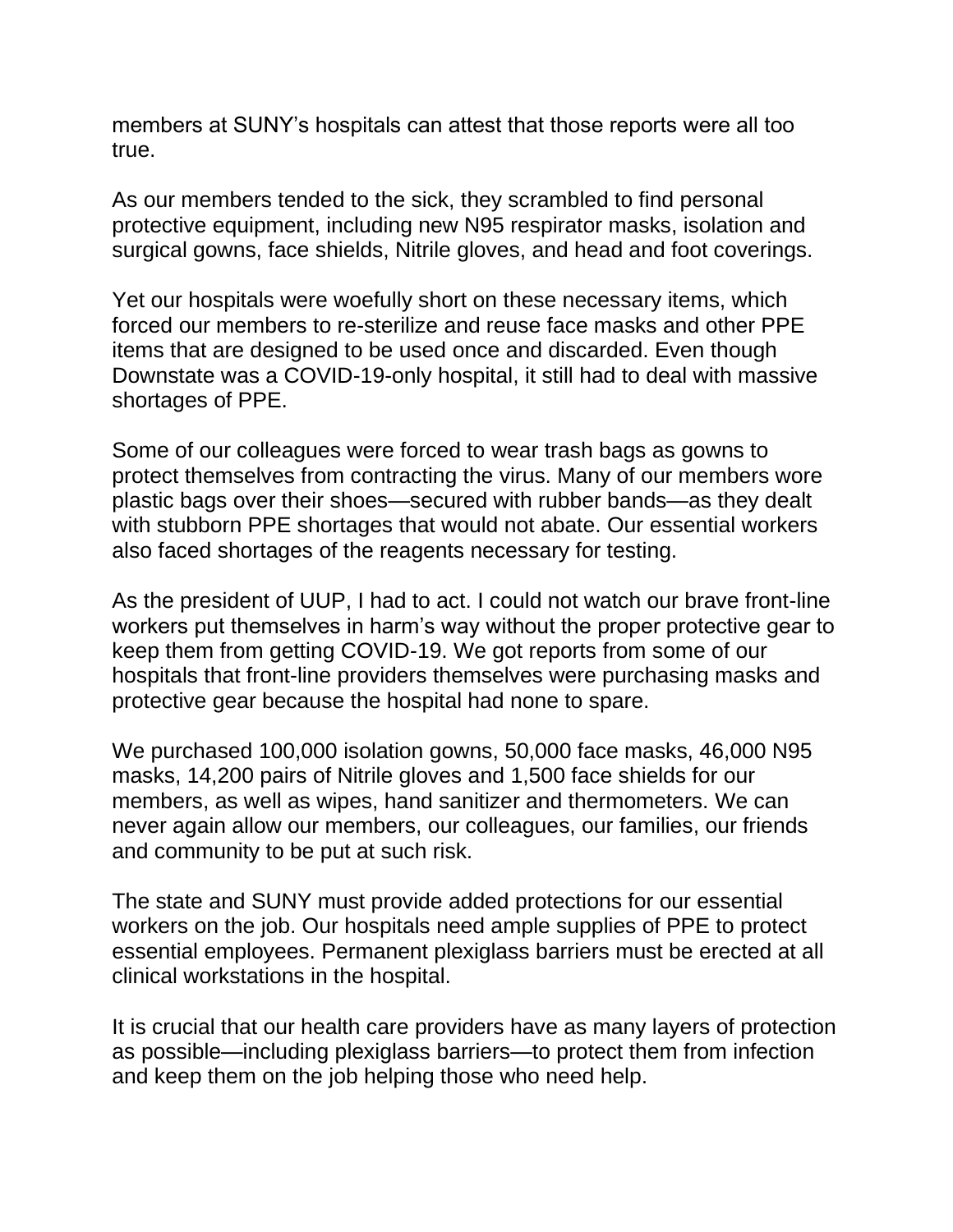members at SUNY's hospitals can attest that those reports were all too true.

As our members tended to the sick, they scrambled to find personal protective equipment, including new N95 respirator masks, isolation and surgical gowns, face shields, Nitrile gloves, and head and foot coverings.

Yet our hospitals were woefully short on these necessary items, which forced our members to re-sterilize and reuse face masks and other PPE items that are designed to be used once and discarded. Even though Downstate was a COVID-19-only hospital, it still had to deal with massive shortages of PPE.

Some of our colleagues were forced to wear trash bags as gowns to protect themselves from contracting the virus. Many of our members wore plastic bags over their shoes—secured with rubber bands—as they dealt with stubborn PPE shortages that would not abate. Our essential workers also faced shortages of the reagents necessary for testing.

As the president of UUP, I had to act. I could not watch our brave front-line workers put themselves in harm's way without the proper protective gear to keep them from getting COVID-19. We got reports from some of our hospitals that front-line providers themselves were purchasing masks and protective gear because the hospital had none to spare.

We purchased 100,000 isolation gowns, 50,000 face masks, 46,000 N95 masks, 14,200 pairs of Nitrile gloves and 1,500 face shields for our members, as well as wipes, hand sanitizer and thermometers. We can never again allow our members, our colleagues, our families, our friends and community to be put at such risk.

The state and SUNY must provide added protections for our essential workers on the job. Our hospitals need ample supplies of PPE to protect essential employees. Permanent plexiglass barriers must be erected at all clinical workstations in the hospital.

It is crucial that our health care providers have as many layers of protection as possible—including plexiglass barriers—to protect them from infection and keep them on the job helping those who need help.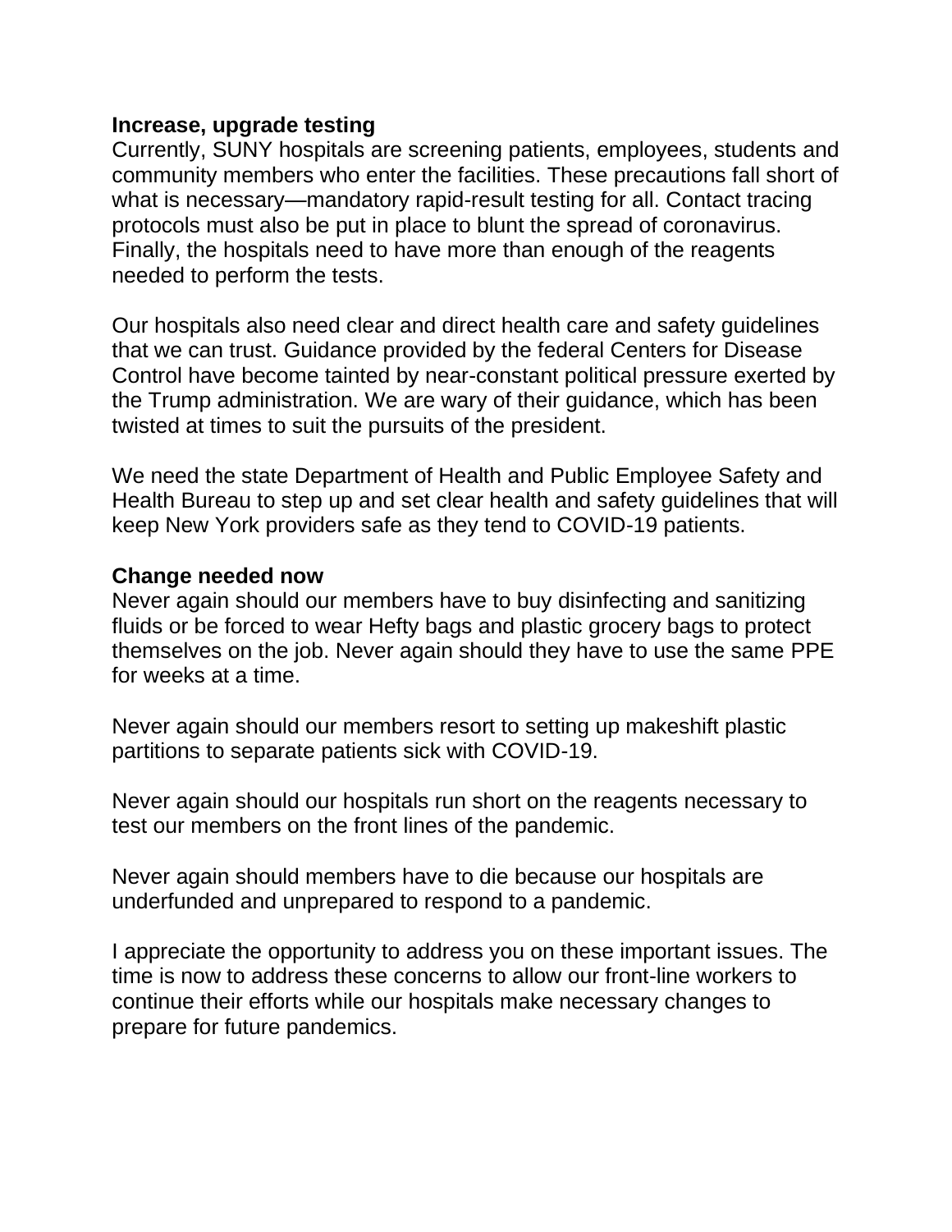**Increase, upgrade testing**

Currently, SUNY hospitals are screening patients, employees, students and community members who enter the facilities. These precautions fall short of what is necessary—mandatory rapid-result testing for all. Contact tracing protocols must also be put in place to blunt the spread of coronavirus. Finally, the hospitals need to have more than enough of the reagents needed to perform the tests.

Our hospitals also need clear and direct health care and safety guidelines that we can trust. Guidance provided by the federal Centers for Disease Control have become tainted by near-constant political pressure exerted by the Trump administration. We are wary of their guidance, which has been twisted at times to suit the pursuits of the president.

We need the state Department of Health and Public Employee Safety and Health Bureau to step up and set clear health and safety guidelines that will keep New York providers safe as they tend to COVID-19 patients.

**Change needed now**

Never again should our members have to buy disinfecting and sanitizing fluids or be forced to wear Hefty bags and plastic grocery bags to protect themselves on the job. Never again should they have to use the same PPE for weeks at a time.

Never again should our members resort to setting up makeshift plastic partitions to separate patients sick with COVID-19.

Never again should our hospitals run short on the reagents necessary to test our members on the front lines of the pandemic.

Never again should members have to die because our hospitals are underfunded and unprepared to respond to a pandemic.

I appreciate the opportunity to address you on these important issues. The time is now to address these concerns to allow our front-line workers to continue their efforts while our hospitals make necessary changes to prepare for future pandemics.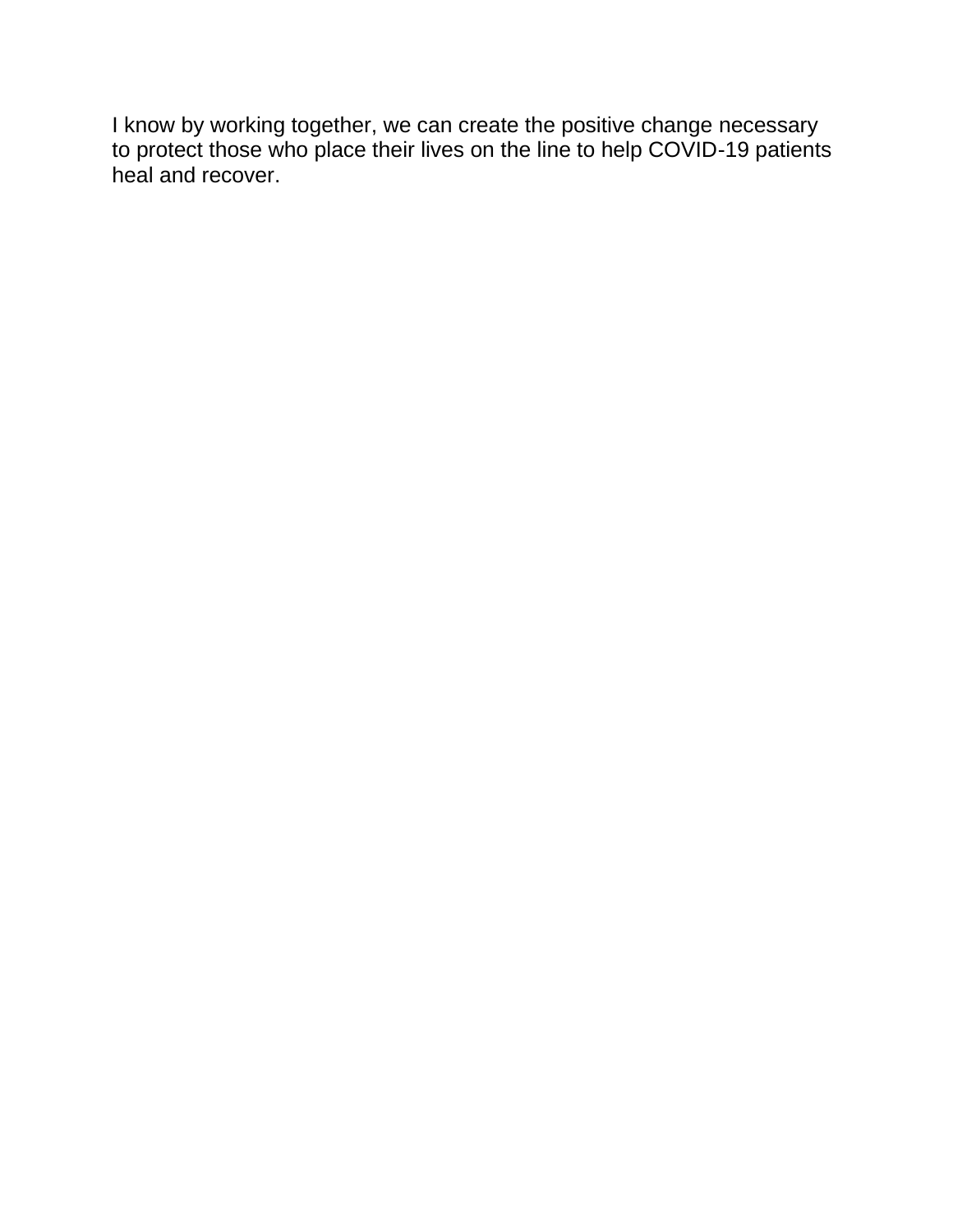I know by working together, we can create the positive change necessary to protect those who place their lives on the line to help COVID-19 patients heal and recover.